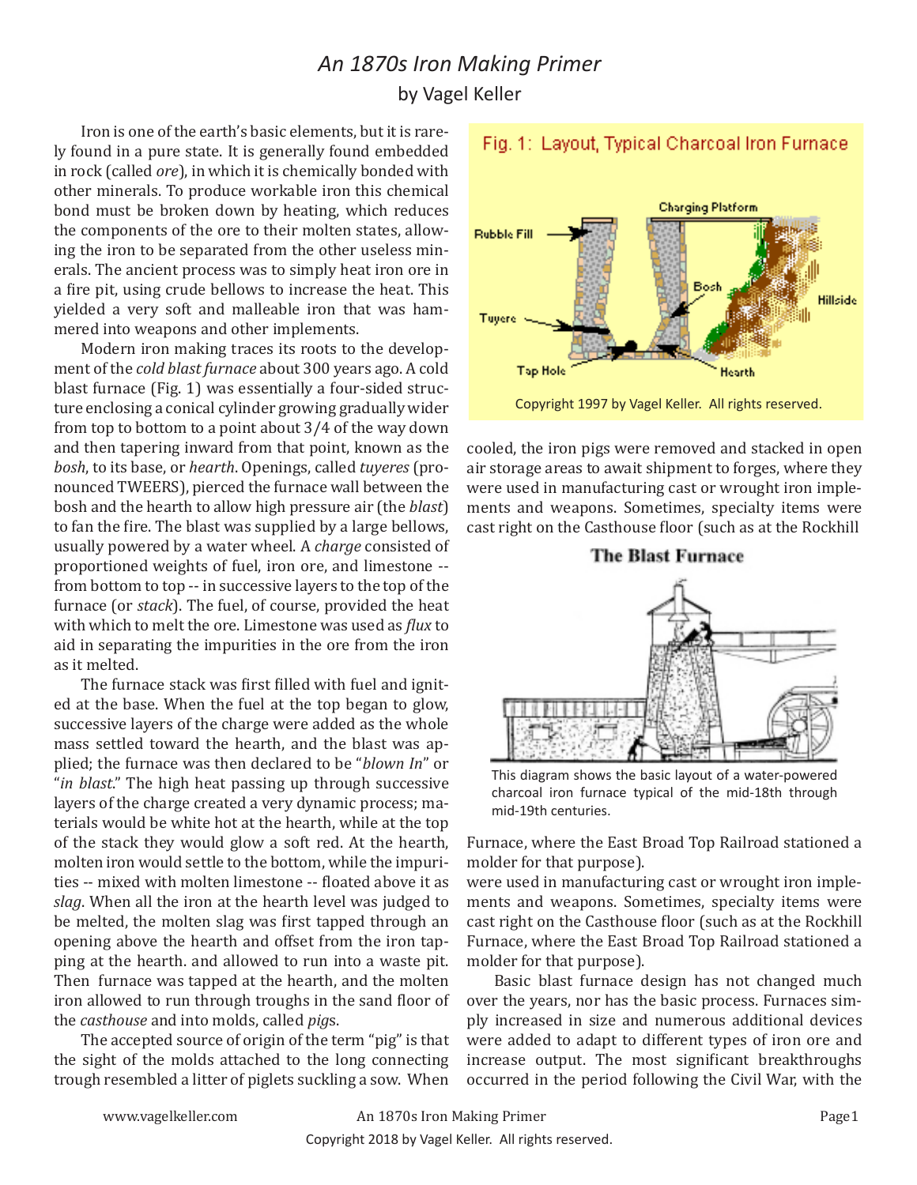# *An 1870s Iron Making Primer*

by Vagel Keller

Iron is one of the earth's basic elements, but it is rarely found in a pure state. It is generally found embedded in rock (called *ore*), in which it is chemically bonded with other minerals. To produce workable iron this chemical bond must be broken down by heating, which reduces the components of the ore to their molten states, allowing the iron to be separated from the other useless minerals. The ancient process was to simply heat iron ore in a fire pit, using crude bellows to increase the heat. This yielded a very soft and malleable iron that was hammered into weapons and other implements.

Modern iron making traces its roots to the development of the *cold blast furnace* about 300 years ago. A cold blast furnace (Fig. 1) was essentially a four-sided structure enclosing a conical cylinder growing gradually wider from top to bottom to a point about 3/4 of the way down and then tapering inward from that point, known as the *bosh*, to its base, or *hearth*. Openings, called *tuyeres* (pronounced TWEERS), pierced the furnace wall between the bosh and the hearth to allow high pressure air (the *blast*) to fan the fire. The blast was supplied by a large bellows, usually powered by a water wheel. A *charge* consisted of proportioned weights of fuel, iron ore, and limestone -- from bottom to top -- in successive layers to the top of the furnace (or *stack*). The fuel, of course, provided the heat with which to melt the ore. Limestone was used as *flux* to aid in separating the impurities in the ore from the iron as it melted.

The furnace stack was first filled with fuel and ignited at the base. When the fuel at the top began to glow, successive layers of the charge were added as the whole mass settled toward the hearth, and the blast was applied; the furnace was then declared to be "*blown In*" or "*in blast*." The high heat passing up through successive layers of the charge created a very dynamic process; materials would be white hot at the hearth, while at the top of the stack they would glow a soft red. At the hearth, molten iron would settle to the bottom, while the impurities -- mixed with molten limestone -- floated above it as *slag*. When all the iron at the hearth level was judged to be melted, the molten slag was first tapped through an opening above the hearth and offset from the iron tapping at the hearth. and allowed to run into a waste pit. Then furnace was tapped at the hearth, and the molten iron allowed to run through troughs in the sand floor of the *casthouse* and into molds, called *pigs*.

The accepted source of origin of the term "pig" is that the sight of the molds attached to the long connecting trough resembled a litter of piglets suckling a sow. When cooled, the iron pigs were removed and stacked in open air storage areas to await shipment to forges, where they were used in manufacturing cast or wrought iron implements and weapons. Sometimes, specialty items were cast right on the Casthouse floor (such as at the Rockhill Furnace, where the East Broad Top Railroad stationed a molder for that purpose).

Fig. 1: Layout, Typical Charcoal Iron Furnace

Charging Platform
Rubble Fill
Bosh
Hillside
Tuyere
Tap Hole
Hearth

Copyright 1997 by Vagel Keller. All rights reserved.

The Blast Furnace

This diagram shows the basic layout of a water-powered charcoal iron furnace typical of the mid-18th through mid-19th centuries.

were used in manufacturing cast or wrought iron implements and weapons. Sometimes, specialty items were cast right on the Casthouse floor (such as at the Rockhill Furnace, where the East Broad Top Railroad stationed a molder for that purpose).

Basic blast furnace design has not changed much over the years, nor has the basic process. Furnaces simply increased in size and numerous additional devices were added to adapt to different types of iron ore and increase output. The most significant breakthroughs occurred in the period following the Civil War, with the

Copyright 2018 by Vagel Keller. All rights reserved.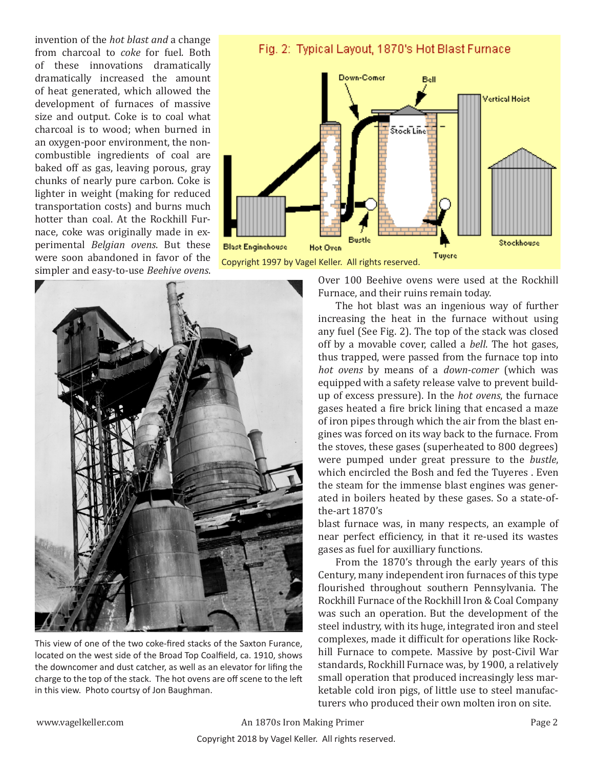invention of the *hot blast and* a change from charcoal to *coke* for fuel. Both of these innovations dramatically dramatically increased the amount of heat generated, which allowed the development of furnaces of massive size and output. Coke is to coal what charcoal is to wood; when burned in an oxygen-poor environment, the non-combustible ingredients of coal are baked off as gas, leaving porous, gray chunks of nearly pure carbon. Coke is lighter in weight (making for reduced transportation costs) and burns much hotter than coal. At the Rockhill Furnace, coke was originally made in experimental *Belgian ovens*. But these were soon abandoned in favor of the simpler and easy-to-use *Beehive ovens*. Over 100 Beehive ovens were used at the Rockhill Furnace, and their ruins remain today.

Fig. 2: Typical Layout, 1870's Hot Blast Furnace

Down-Comer
Bell
Vertical Hoist
Stock Line
Blast Enginehouse
Hot Oven
Bustle
Tuyere
Stockhouse

Copyright 1997 by Vagel Keller. All rights reserved.

The hot blast was an ingenious way of further increasing the heat in the furnace without using any fuel (See Fig. 2). The top of the stack was closed off by a movable cover, called a *bell*. The hot gases, thus trapped, were passed from the furnace top into *hot ovens* by means of a *down-comer* (which was equipped with a safety release valve to prevent build-up of excess pressure). In the *hot ovens*, the furnace gases heated a fire brick lining that encased a maze of iron pipes through which the air from the blast engines was forced on its way back to the furnace. From the stoves, these gases (superheated to 800 degrees) were pumped under great pressure to the *bustle*, which encircled the Bosh and fed the Tuyeres . Even the steam for the immense blast engines was generated in boilers heated by these gases. So a state-of-the-art 1870's blast furnace was, in many respects, an example of near perfect efficiency, in that it re-used its wastes gases as fuel for auxilliary functions.

This view of one of the two coke-fired stacks of the Saxton Furance, located on the west side of the Broad Top Coalfield, ca. 1910, shows the downcomer and dust catcher, as well as an elevator for lifing the charge to the top of the stack. The hot ovens are off scene to the left in this view. Photo courtsy of Jon Baughman.

From the 1870's through the early years of this Century, many independent iron furnaces of this type flourished throughout southern Pennsylvania. The Rockhill Furnace of the Rockhill Iron & Coal Company was such an operation. But the development of the steel industry, with its huge, integrated iron and steel complexes, made it difficult for operations like Rockhill Furnace to compete. Massive by post-Civil War standards, Rockhill Furnace was, by 1900, a relatively small operation that produced increasingly less marketable cold iron pigs, of little use to steel manufacturers who produced their own molten iron on site.